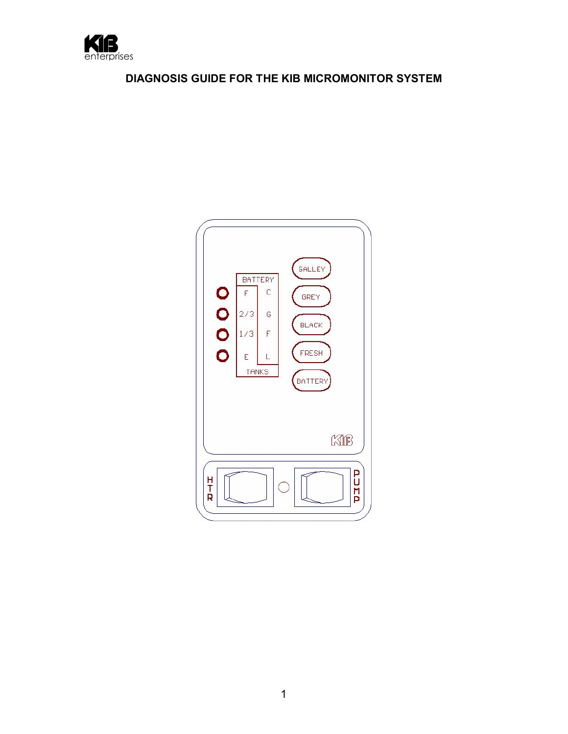# DIAGNOSIS GUIDE FOR THE KIB MICROMONITOR SYSTEM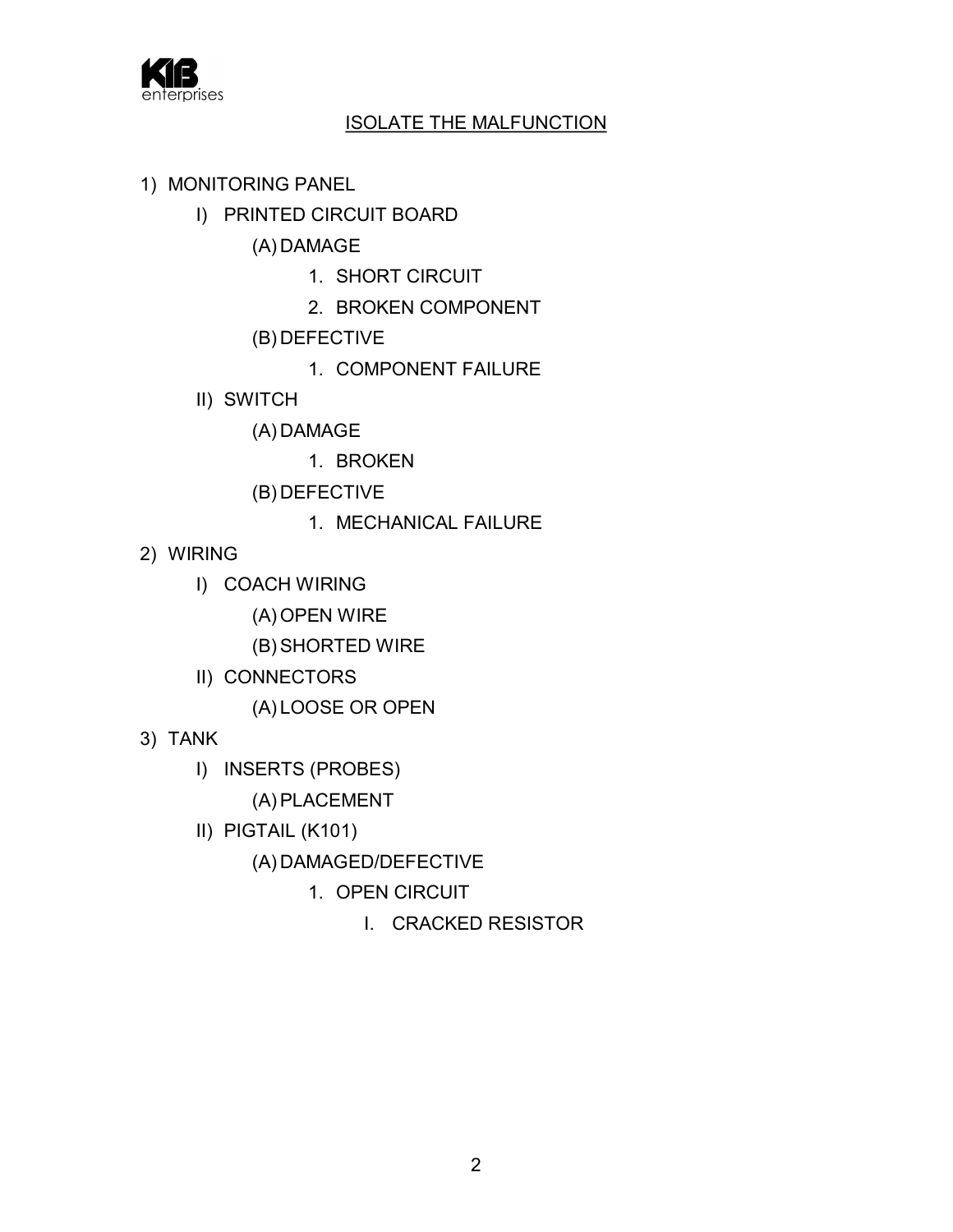## ISOLATE THE MALFUNCTION

1) MONITORING PANEL
    - I) PRINTED CIRCUIT BOARD
        - (A) DAMAGE
            1. SHORT CIRCUIT
            2. BROKEN COMPONENT
        - (B) DEFECTIVE
            1. COMPONENT FAILURE
    - II) SWITCH
        - (A) DAMAGE
            1. BROKEN
        - (B) DEFECTIVE
            1. MECHANICAL FAILURE
2) WIRING
    - I) COACH WIRING
        - (A) OPEN WIRE
        - (B) SHORTED WIRE
    - II) CONNECTORS
        - (A) LOOSE OR OPEN
3) TANK
    - I) INSERTS (PROBES)
        - (A) PLACEMENT
    - II) PIGTAIL (K101)
        - (A) DAMAGED/DEFECTIVE
            1. OPEN CIRCUIT
                - I. CRACKED RESISTOR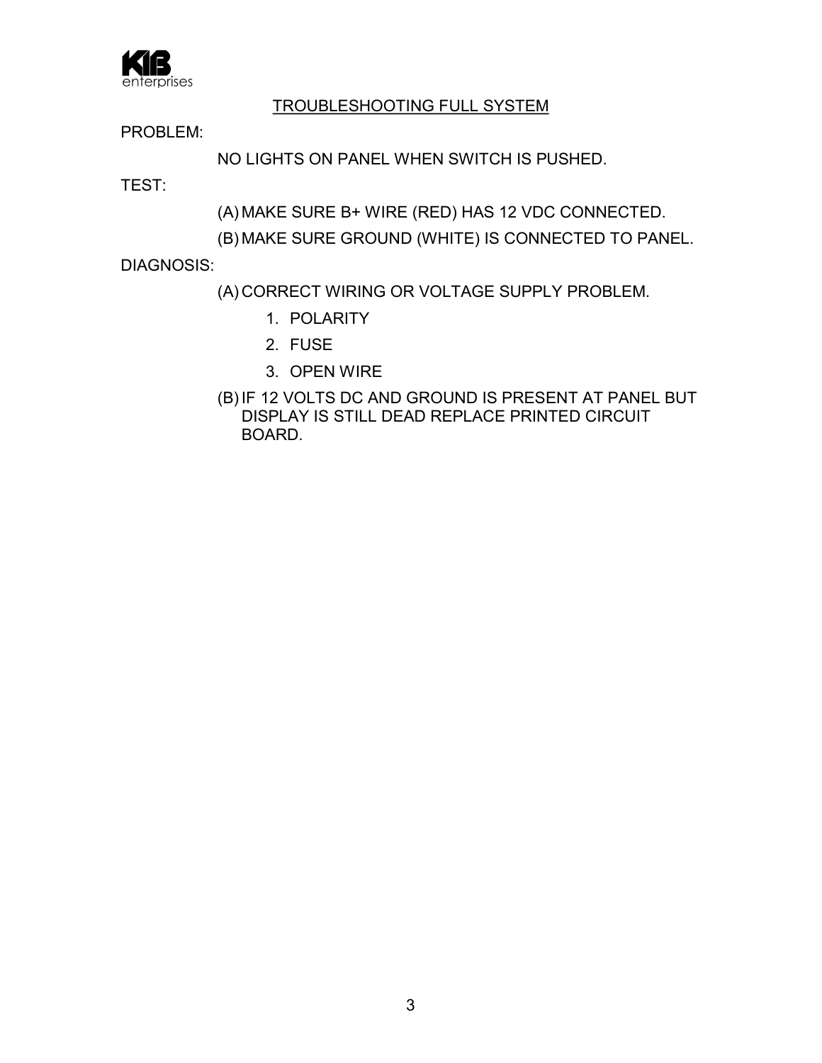## TROUBLESHOOTING FULL SYSTEM

PROBLEM:

NO LIGHTS ON PANEL WHEN SWITCH IS PUSHED.

TEST:

(A) MAKE SURE B+ WIRE (RED) HAS 12 VDC CONNECTED.

(B) MAKE SURE GROUND (WHITE) IS CONNECTED TO PANEL.

DIAGNOSIS:

(A) CORRECT WIRING OR VOLTAGE SUPPLY PROBLEM.

1. POLARITY
2. FUSE
3. OPEN WIRE

(B) IF 12 VOLTS DC AND GROUND IS PRESENT AT PANEL BUT DISPLAY IS STILL DEAD REPLACE PRINTED CIRCUIT BOARD.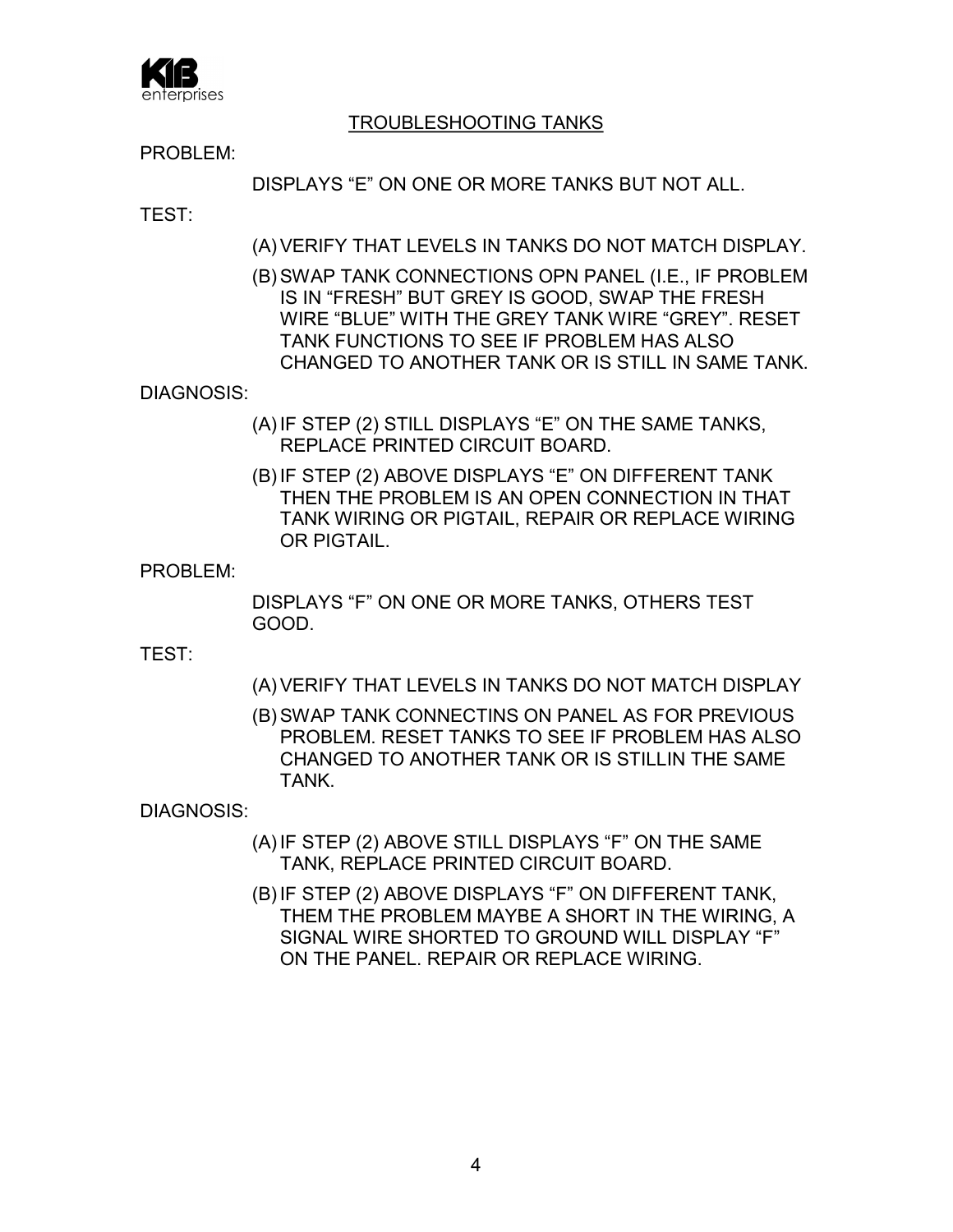## TROUBLESHOOTING TANKS

PROBLEM:

DISPLAYS "E" ON ONE OR MORE TANKS BUT NOT ALL.

TEST:

(A) VERIFY THAT LEVELS IN TANKS DO NOT MATCH DISPLAY.

(B) SWAP TANK CONNECTIONS OPN PANEL (I.E., IF PROBLEM IS IN "FRESH" BUT GREY IS GOOD, SWAP THE FRESH WIRE "BLUE" WITH THE GREY TANK WIRE "GREY". RESET TANK FUNCTIONS TO SEE IF PROBLEM HAS ALSO CHANGED TO ANOTHER TANK OR IS STILL IN SAME TANK.

DIAGNOSIS:

(A) IF STEP (2) STILL DISPLAYS "E" ON THE SAME TANKS, REPLACE PRINTED CIRCUIT BOARD.

(B) IF STEP (2) ABOVE DISPLAYS "E" ON DIFFERENT TANK THEN THE PROBLEM IS AN OPEN CONNECTION IN THAT TANK WIRING OR PIGTAIL, REPAIR OR REPLACE WIRING OR PIGTAIL.

PROBLEM:

DISPLAYS "F" ON ONE OR MORE TANKS, OTHERS TEST GOOD.

TEST:

(A) VERIFY THAT LEVELS IN TANKS DO NOT MATCH DISPLAY

(B) SWAP TANK CONNECTINS ON PANEL AS FOR PREVIOUS PROBLEM. RESET TANKS TO SEE IF PROBLEM HAS ALSO CHANGED TO ANOTHER TANK OR IS STILLIN THE SAME TANK.

DIAGNOSIS:

(A) IF STEP (2) ABOVE STILL DISPLAYS "F" ON THE SAME TANK, REPLACE PRINTED CIRCUIT BOARD.

(B) IF STEP (2) ABOVE DISPLAYS "F" ON DIFFERENT TANK, THEM THE PROBLEM MAYBE A SHORT IN THE WIRING, A SIGNAL WIRE SHORTED TO GROUND WILL DISPLAY "F" ON THE PANEL. REPAIR OR REPLACE WIRING.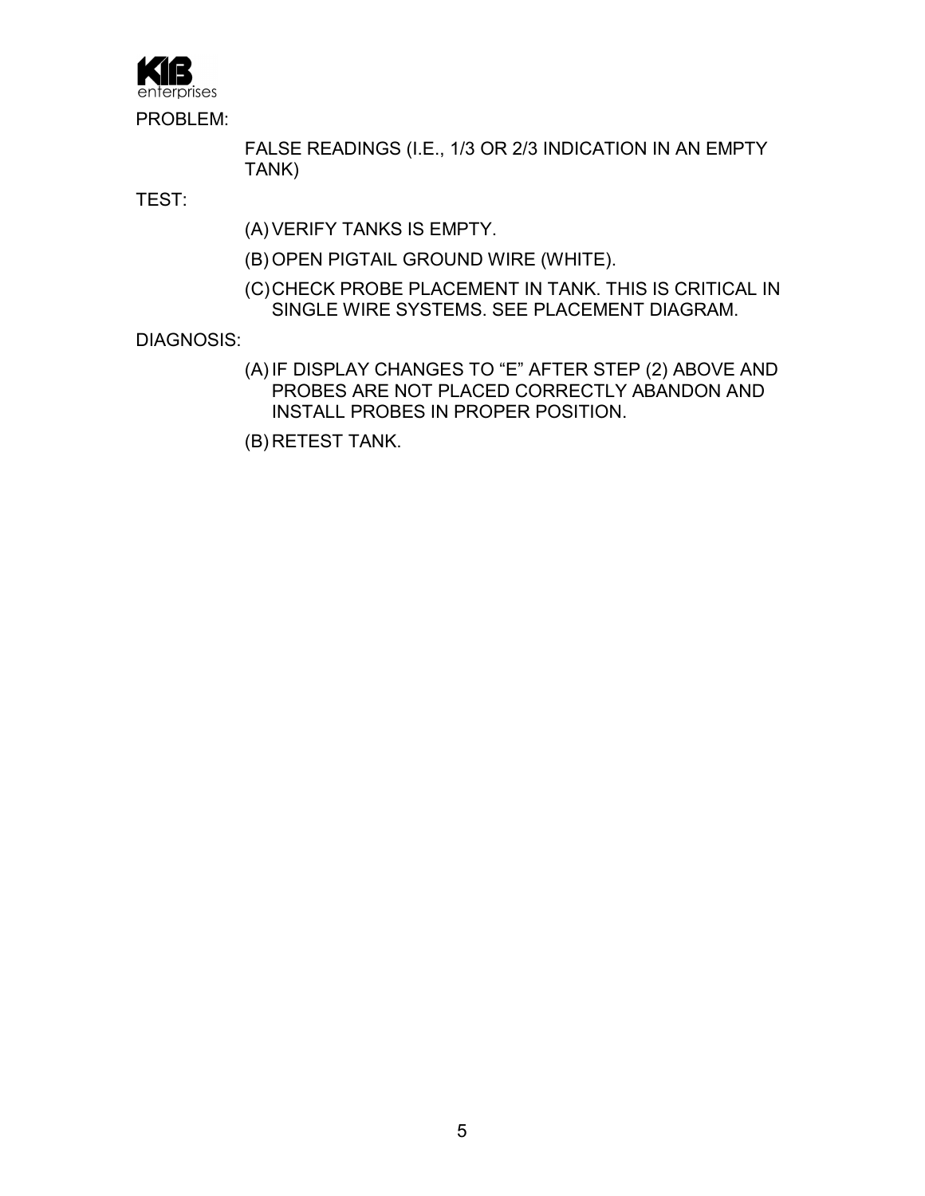KIB enterprises

PROBLEM:

FALSE READINGS (I.E., 1/3 OR 2/3 INDICATION IN AN EMPTY TANK)

TEST:

(A) VERIFY TANKS IS EMPTY.

(B) OPEN PIGTAIL GROUND WIRE (WHITE).

(C) CHECK PROBE PLACEMENT IN TANK. THIS IS CRITICAL IN SINGLE WIRE SYSTEMS. SEE PLACEMENT DIAGRAM.

DIAGNOSIS:

(A) IF DISPLAY CHANGES TO “E” AFTER STEP (2) ABOVE AND PROBES ARE NOT PLACED CORRECTLY ABANDON AND INSTALL PROBES IN PROPER POSITION.

(B) RETEST TANK.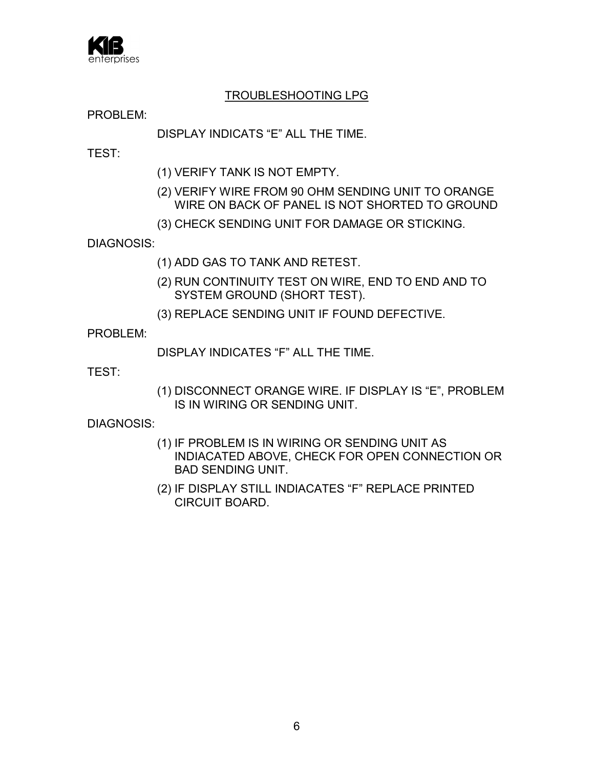## TROUBLESHOOTING LPG

PROBLEM:

DISPLAY INDICATS “E” ALL THE TIME.

TEST:

(1) VERIFY TANK IS NOT EMPTY.

(2) VERIFY WIRE FROM 90 OHM SENDING UNIT TO ORANGE WIRE ON BACK OF PANEL IS NOT SHORTED TO GROUND

(3) CHECK SENDING UNIT FOR DAMAGE OR STICKING.

DIAGNOSIS:

(1) ADD GAS TO TANK AND RETEST.

(2) RUN CONTINUITY TEST ON WIRE, END TO END AND TO SYSTEM GROUND (SHORT TEST).

(3) REPLACE SENDING UNIT IF FOUND DEFECTIVE.

PROBLEM:

DISPLAY INDICATES “F” ALL THE TIME.

TEST:

(1) DISCONNECT ORANGE WIRE. IF DISPLAY IS “E”, PROBLEM IS IN WIRING OR SENDING UNIT.

DIAGNOSIS:

(1) IF PROBLEM IS IN WIRING OR SENDING UNIT AS INDIACATED ABOVE, CHECK FOR OPEN CONNECTION OR BAD SENDING UNIT.

(2) IF DISPLAY STILL INDIACATES “F” REPLACE PRINTED CIRCUIT BOARD.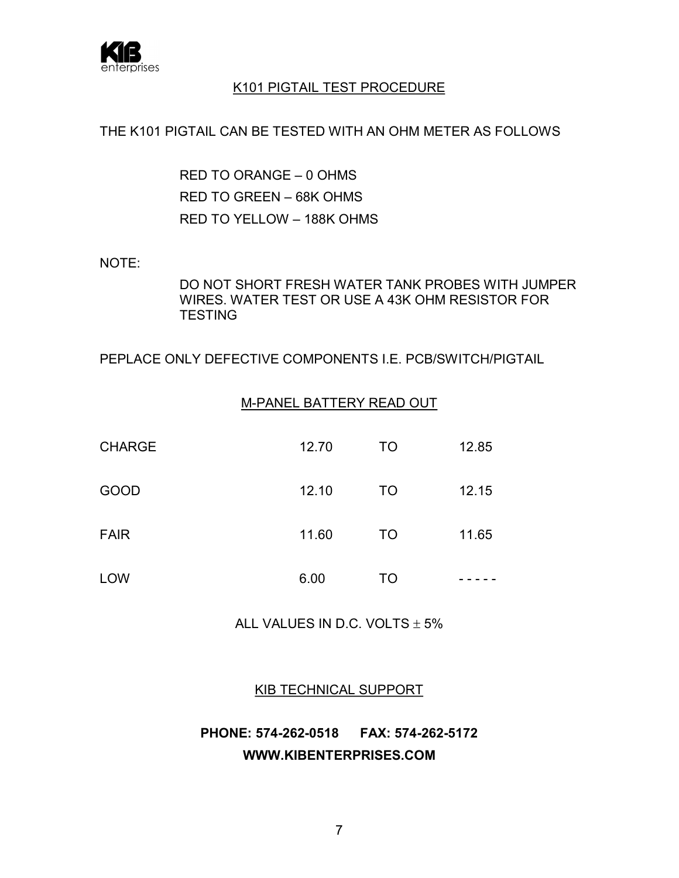KIB enterprises

## K101 PIGTAIL TEST PROCEDURE

THE K101 PIGTAIL CAN BE TESTED WITH AN OHM METER AS FOLLOWS

RED TO ORANGE – 0 OHMS
RED TO GREEN – 68K OHMS
RED TO YELLOW – 188K OHMS

NOTE:

DO NOT SHORT FRESH WATER TANK PROBES WITH JUMPER WIRES. WATER TEST OR USE A 43K OHM RESISTOR FOR TESTING

PEPLACE ONLY DEFECTIVE COMPONENTS I.E. PCB/SWITCH/PIGTAIL

## M-PANEL BATTERY READ OUT

| | | | |
|---|---|---|---|
| CHARGE | 12.70 | TO | 12.85 |
| GOOD | 12.10 | TO | 12.15 |
| FAIR | 11.60 | TO | 11.65 |
| LOW | 6.00 | TO | - - - - - |

ALL VALUES IN D.C. VOLTS $\pm$ 5%

## KIB TECHNICAL SUPPORT

**PHONE: 574-262-0518 FAX: 574-262-5172**
**WWW.KIBENTERPRISES.COM**